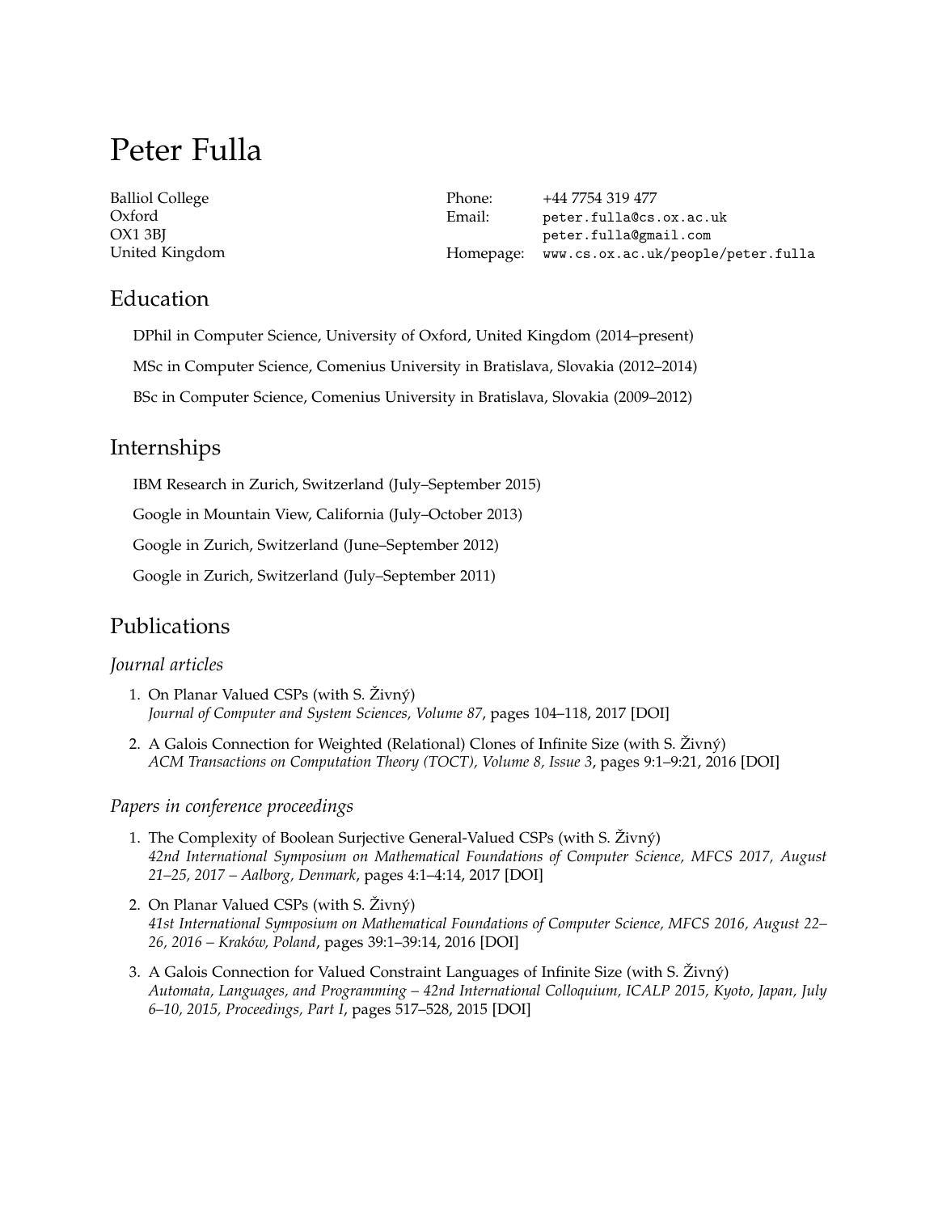# Peter Fulla

Balliol College
Oxford
OX1 3BJ
United Kingdom

Phone: +44 7754 319 477
Email: `peter.fulla@cs.ox.ac.uk`
`peter.fulla@gmail.com`
Homepage: `www.cs.ox.ac.uk/people/peter.fulla`

## Education

DPhil in Computer Science, University of Oxford, United Kingdom (2014–present)

MSc in Computer Science, Comenius University in Bratislava, Slovakia (2012–2014)

BSc in Computer Science, Comenius University in Bratislava, Slovakia (2009–2012)

## Internships

IBM Research in Zurich, Switzerland (July–September 2015)

Google in Mountain View, California (July–October 2013)

Google in Zurich, Switzerland (June–September 2012)

Google in Zurich, Switzerland (July–September 2011)

## Publications

### *Journal articles*

1. On Planar Valued CSPs (with S. Živný)
   *Journal of Computer and System Sciences, Volume 87*, pages 104–118, 2017 [DOI]

2. A Galois Connection for Weighted (Relational) Clones of Infinite Size (with S. Živný)
   *ACM Transactions on Computation Theory (TOCT), Volume 8, Issue 3*, pages 9:1–9:21, 2016 [DOI]

### *Papers in conference proceedings*

1. The Complexity of Boolean Surjective General-Valued CSPs (with S. Živný)
   *42nd International Symposium on Mathematical Foundations of Computer Science, MFCS 2017, August 21–25, 2017 – Aalborg, Denmark*, pages 4:1–4:14, 2017 [DOI]

2. On Planar Valued CSPs (with S. Živný)
   *41st International Symposium on Mathematical Foundations of Computer Science, MFCS 2016, August 22–26, 2016 – Kraków, Poland*, pages 39:1–39:14, 2016 [DOI]

3. A Galois Connection for Valued Constraint Languages of Infinite Size (with S. Živný)
   *Automata, Languages, and Programming – 42nd International Colloquium, ICALP 2015, Kyoto, Japan, July 6–10, 2015, Proceedings, Part I*, pages 517–528, 2015 [DOI]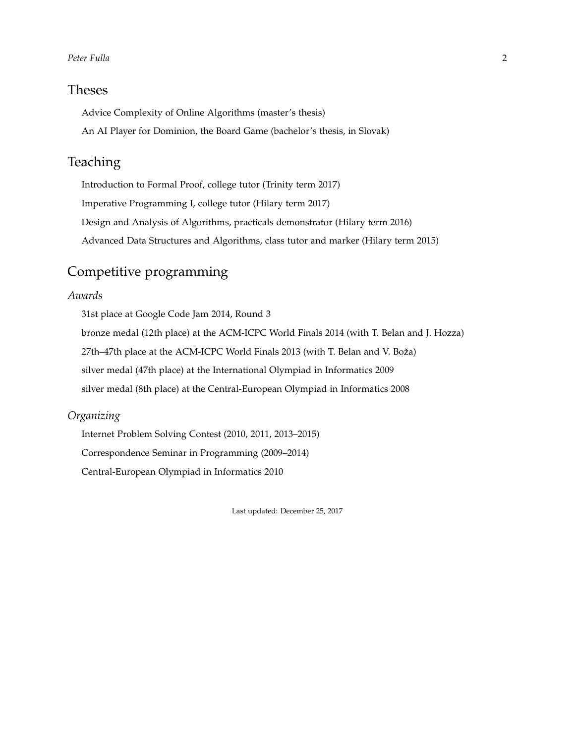## Theses

Advice Complexity of Online Algorithms (master's thesis)

An AI Player for Dominion, the Board Game (bachelor's thesis, in Slovak)

## Teaching

Introduction to Formal Proof, college tutor (Trinity term 2017)

Imperative Programming I, college tutor (Hilary term 2017)

Design and Analysis of Algorithms, practicals demonstrator (Hilary term 2016)

Advanced Data Structures and Algorithms, class tutor and marker (Hilary term 2015)

## Competitive programming

### *Awards*

31st place at Google Code Jam 2014, Round 3

bronze medal (12th place) at the ACM-ICPC World Finals 2014 (with T. Belan and J. Hozza)

27th–47th place at the ACM-ICPC World Finals 2013 (with T. Belan and V. Boža)

silver medal (47th place) at the International Olympiad in Informatics 2009

silver medal (8th place) at the Central-European Olympiad in Informatics 2008

### *Organizing*

Internet Problem Solving Contest (2010, 2011, 2013–2015)

Correspondence Seminar in Programming (2009–2014)

Central-European Olympiad in Informatics 2010

Last updated: December 25, 2017